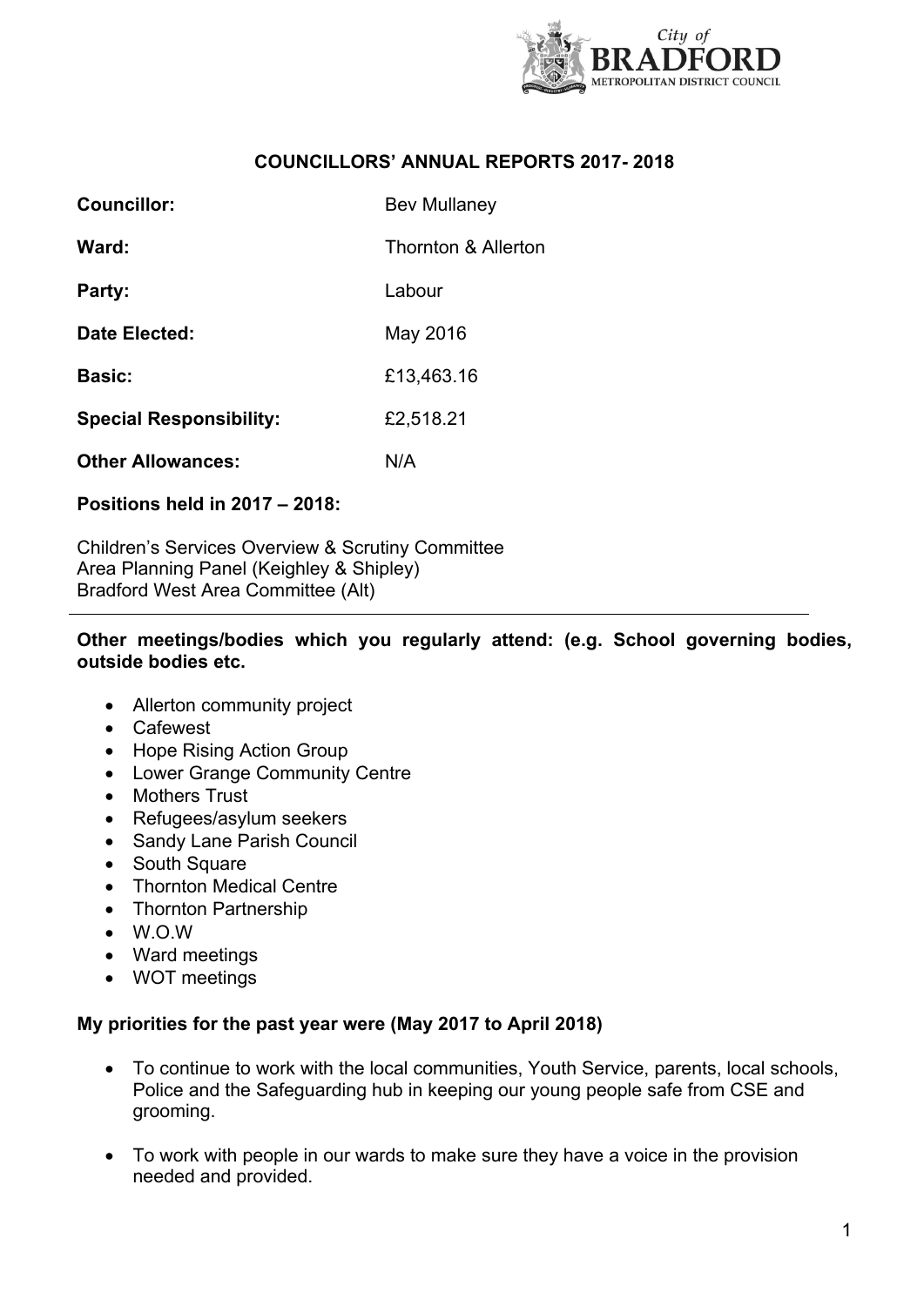# COUNCILLORS' ANNUAL REPORTS 2017- 2018

| | |
|---|---|
| **Councillor:** | Bev Mullaney |
| **Ward:** | Thornton & Allerton |
| **Party:** | Labour |
| **Date Elected:** | May 2016 |
| **Basic:** | £13,463.16 |
| **Special Responsibility:** | £2,518.21 |
| **Other Allowances:** | N/A |

**Positions held in 2017 – 2018:**

Children's Services Overview & Scrutiny Committee
Area Planning Panel (Keighley & Shipley)
Bradford West Area Committee (Alt)

---

**Other meetings/bodies which you regularly attend: (e.g. School governing bodies, outside bodies etc.**

- Allerton community project
- Cafewest
- Hope Rising Action Group
- Lower Grange Community Centre
- Mothers Trust
- Refugees/asylum seekers
- Sandy Lane Parish Council
- South Square
- Thornton Medical Centre
- Thornton Partnership
- W.O.W
- Ward meetings
- WOT meetings

**My priorities for the past year were (May 2017 to April 2018)**

- To continue to work with the local communities, Youth Service, parents, local schools, Police and the Safeguarding hub in keeping our young people safe from CSE and grooming.

- To work with people in our wards to make sure they have a voice in the provision needed and provided.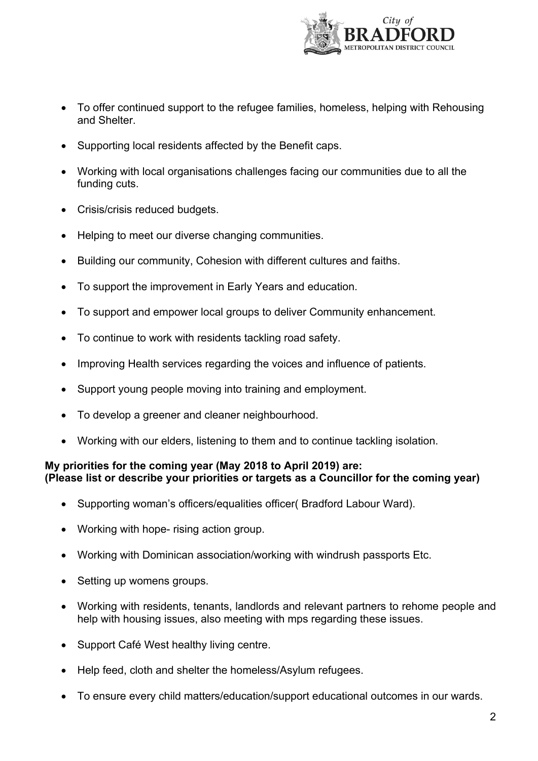- To offer continued support to the refugee families, homeless, helping with Rehousing and Shelter.
- Supporting local residents affected by the Benefit caps.
- Working with local organisations challenges facing our communities due to all the funding cuts.
- Crisis/crisis reduced budgets.
- Helping to meet our diverse changing communities.
- Building our community, Cohesion with different cultures and faiths.
- To support the improvement in Early Years and education.
- To support and empower local groups to deliver Community enhancement.
- To continue to work with residents tackling road safety.
- Improving Health services regarding the voices and influence of patients.
- Support young people moving into training and employment.
- To develop a greener and cleaner neighbourhood.
- Working with our elders, listening to them and to continue tackling isolation.

**My priorities for the coming year (May 2018 to April 2019) are:**
**(Please list or describe your priorities or targets as a Councillor for the coming year)**

- Supporting woman's officers/equalities officer( Bradford Labour Ward).
- Working with hope- rising action group.
- Working with Dominican association/working with windrush passports Etc.
- Setting up womens groups.
- Working with residents, tenants, landlords and relevant partners to rehome people and help with housing issues, also meeting with mps regarding these issues.
- Support Café West healthy living centre.
- Help feed, cloth and shelter the homeless/Asylum refugees.
- To ensure every child matters/education/support educational outcomes in our wards.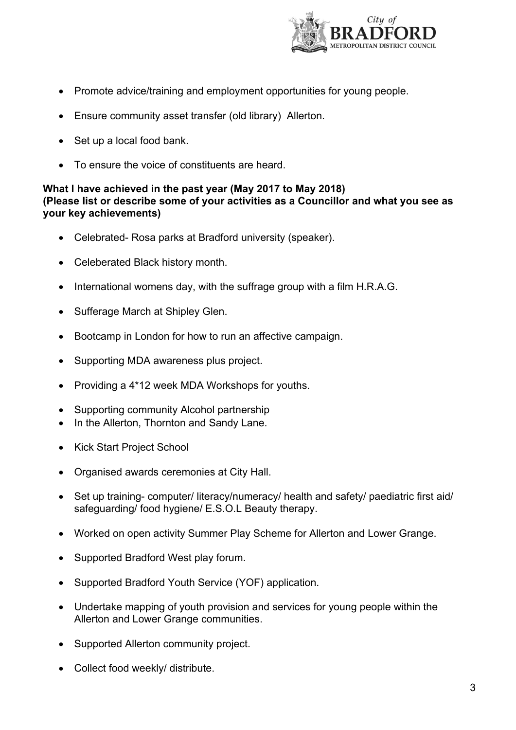- Promote advice/training and employment opportunities for young people.
- Ensure community asset transfer (old library) Allerton.
- Set up a local food bank.
- To ensure the voice of constituents are heard.

**What I have achieved in the past year (May 2017 to May 2018)**
**(Please list or describe some of your activities as a Councillor and what you see as your key achievements)**

- Celebrated- Rosa parks at Bradford university (speaker).
- Celeberated Black history month.
- International womens day, with the suffrage group with a film H.R.A.G.
- Sufferage March at Shipley Glen.
- Bootcamp in London for how to run an affective campaign.
- Supporting MDA awareness plus project.
- Providing a 4*12 week MDA Workshops for youths.
- Supporting community Alcohol partnership
- In the Allerton, Thornton and Sandy Lane.
- Kick Start Project School
- Organised awards ceremonies at City Hall.
- Set up training- computer/ literacy/numeracy/ health and safety/ paediatric first aid/ safeguarding/ food hygiene/ E.S.O.L Beauty therapy.
- Worked on open activity Summer Play Scheme for Allerton and Lower Grange.
- Supported Bradford West play forum.
- Supported Bradford Youth Service (YOF) application.
- Undertake mapping of youth provision and services for young people within the Allerton and Lower Grange communities.
- Supported Allerton community project.
- Collect food weekly/ distribute.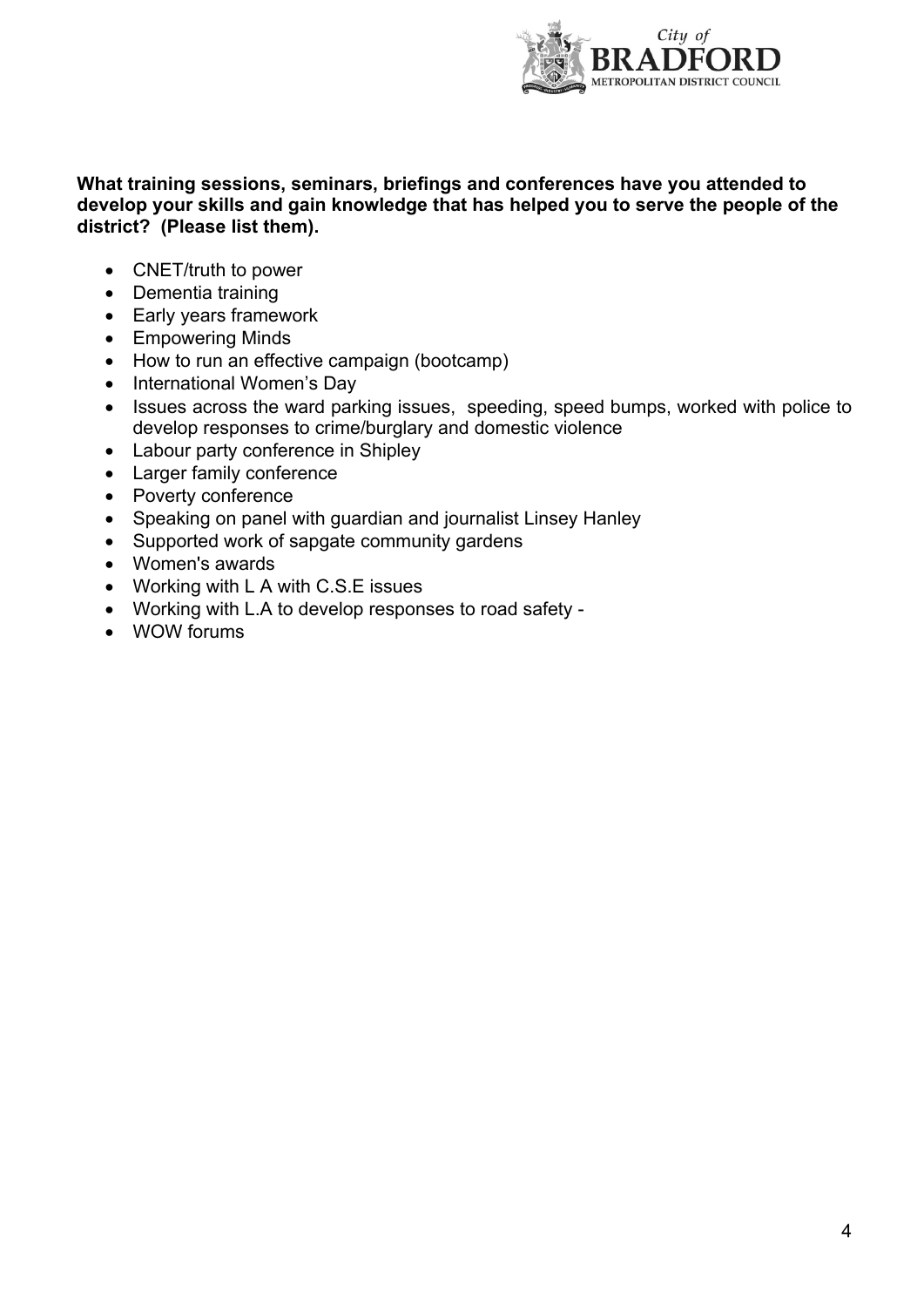**What training sessions, seminars, briefings and conferences have you attended to develop your skills and gain knowledge that has helped you to serve the people of the district? (Please list them).**

- CNET/truth to power
- Dementia training
- Early years framework
- Empowering Minds
- How to run an effective campaign (bootcamp)
- International Women's Day
- Issues across the ward parking issues, speeding, speed bumps, worked with police to develop responses to crime/burglary and domestic violence
- Labour party conference in Shipley
- Larger family conference
- Poverty conference
- Speaking on panel with guardian and journalist Linsey Hanley
- Supported work of sapgate community gardens
- Women's awards
- Working with L A with C.S.E issues
- Working with L.A to develop responses to road safety -
- WOW forums